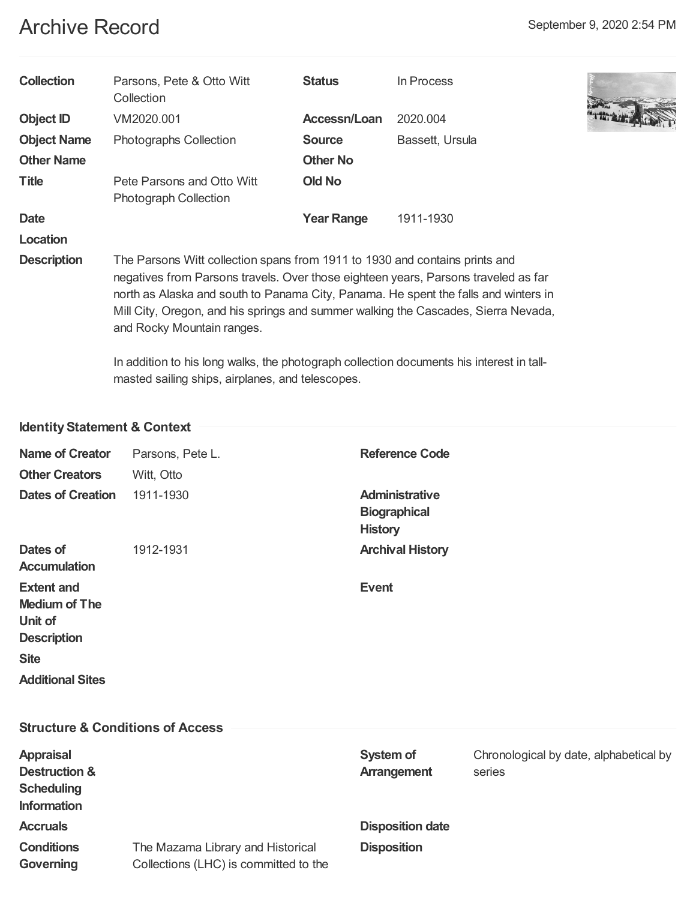# Archive Record

September 9, 2020 2:54 PM

| Field | Value | Field | Value |
|---|---|---|---|
| **Collection** | Parsons, Pete & Otto Witt Collection | **Status** | In Process |
| **Object ID** | VM2020.001 | **Accessn/Loan** | 2020.004 |
| **Object Name** | Photographs Collection | **Source** | Bassett, Ursula |
| **Other Name** | | **Other No** | |
| **Title** | Pete Parsons and Otto Witt Photograph Collection | **Old No** | |
| **Date** | | **Year Range** | 1911-1930 |
| **Location** | | | |

**Description**

The Parsons Witt collection spans from 1911 to 1930 and contains prints and negatives from Parsons travels. Over those eighteen years, Parsons traveled as far north as Alaska and south to Panama City, Panama. He spent the falls and winters in Mill City, Oregon, and his springs and summer walking the Cascades, Sierra Nevada, and Rocky Mountain ranges.

In addition to his long walks, the photograph collection documents his interest in tall-masted sailing ships, airplanes, and telescopes.

## Identity Statement & Context

| Field | Value | Field | Value |
|---|---|---|---|
| **Name of Creator** | Parsons, Pete L. | **Reference Code** | |
| **Other Creators** | Witt, Otto | | |
| **Dates of Creation** | 1911-1930 | **Administrative Biographical History** | |
| **Dates of Accumulation** | 1912-1931 | **Archival History** | |
| **Extent and Medium of The Unit of Description** | | **Event** | |
| **Site** | | | |
| **Additional Sites** | | | |

## Structure & Conditions of Access

| Field | Value | Field | Value |
|---|---|---|---|
| **Appraisal Destruction & Scheduling Information** | | **System of Arrangement** | Chronological by date, alphabetical by series |
| **Accruals** | | **Disposition date** | |
| **Conditions Governing** | The Mazama Library and Historical Collections (LHC) is committed to the | **Disposition** | |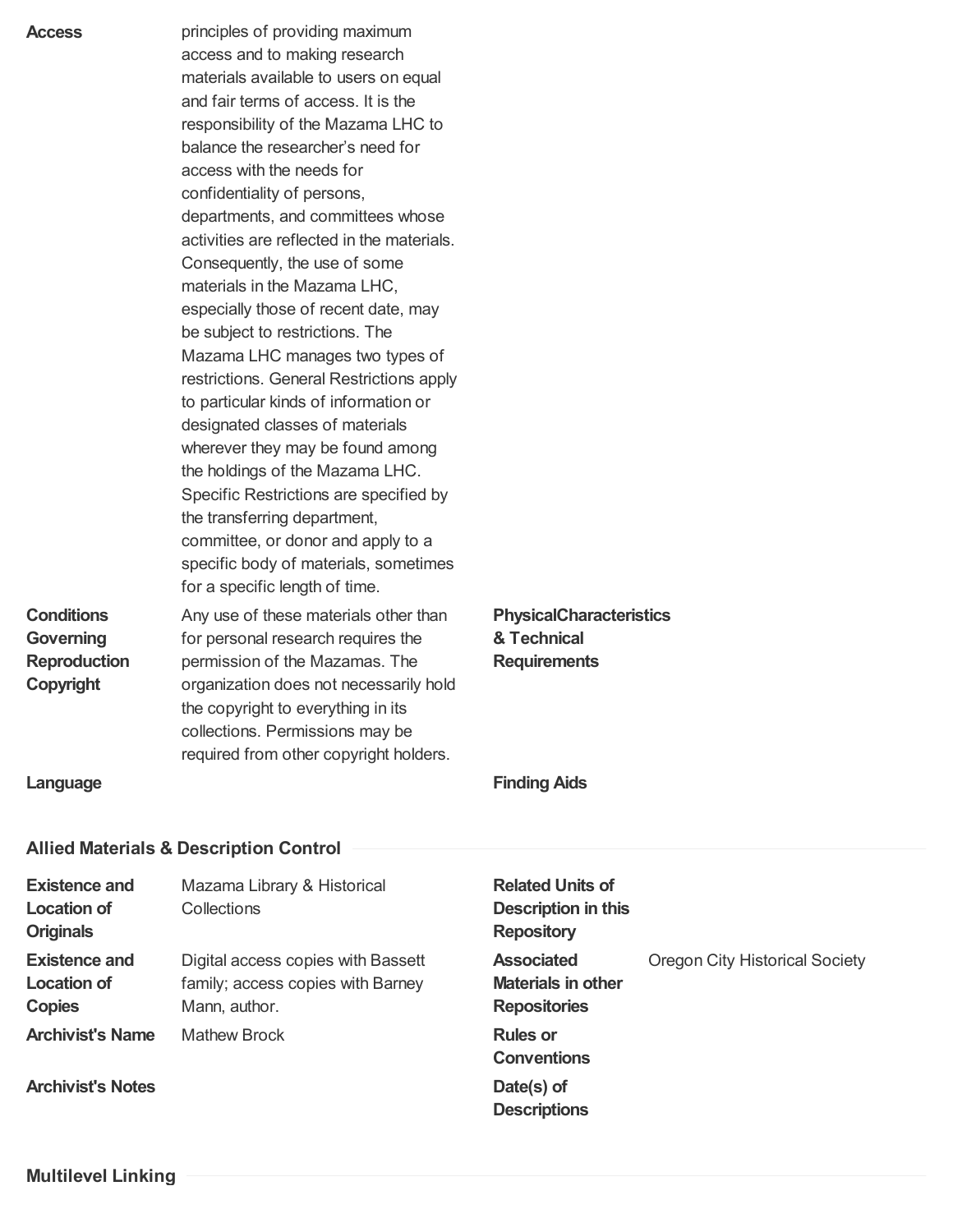| | | | |
|---|---|---|---|
| **Access** | principles of providing maximum access and to making research materials available to users on equal and fair terms of access. It is the responsibility of the Mazama LHC to balance the researcher's need for access with the needs for confidentiality of persons, departments, and committees whose activities are reflected in the materials. Consequently, the use of some materials in the Mazama LHC, especially those of recent date, may be subject to restrictions. The Mazama LHC manages two types of restrictions. General Restrictions apply to particular kinds of information or designated classes of materials wherever they may be found among the holdings of the Mazama LHC. Specific Restrictions are specified by the transferring department, committee, or donor and apply to a specific body of materials, sometimes for a specific length of time. | | |
| **Conditions Governing Reproduction Copyright** | Any use of these materials other than for personal research requires the permission of the Mazamas. The organization does not necessarily hold the copyright to everything in its collections. Permissions may be required from other copyright holders. | **PhysicalCharacteristics & Technical Requirements** | |
| **Language** | | **Finding Aids** | |

## Allied Materials & Description Control

| | | | |
|---|---|---|---|
| **Existence and Location of Originals** | Mazama Library & Historical Collections | **Related Units of Description in this Repository** | |
| **Existence and Location of Copies** | Digital access copies with Bassett family; access copies with Barney Mann, author. | **Associated Materials in other Repositories** | Oregon City Historical Society |
| **Archivist's Name** | Mathew Brock | **Rules or Conventions** | |
| **Archivist's Notes** | | **Date(s) of Descriptions** | |

## Multilevel Linking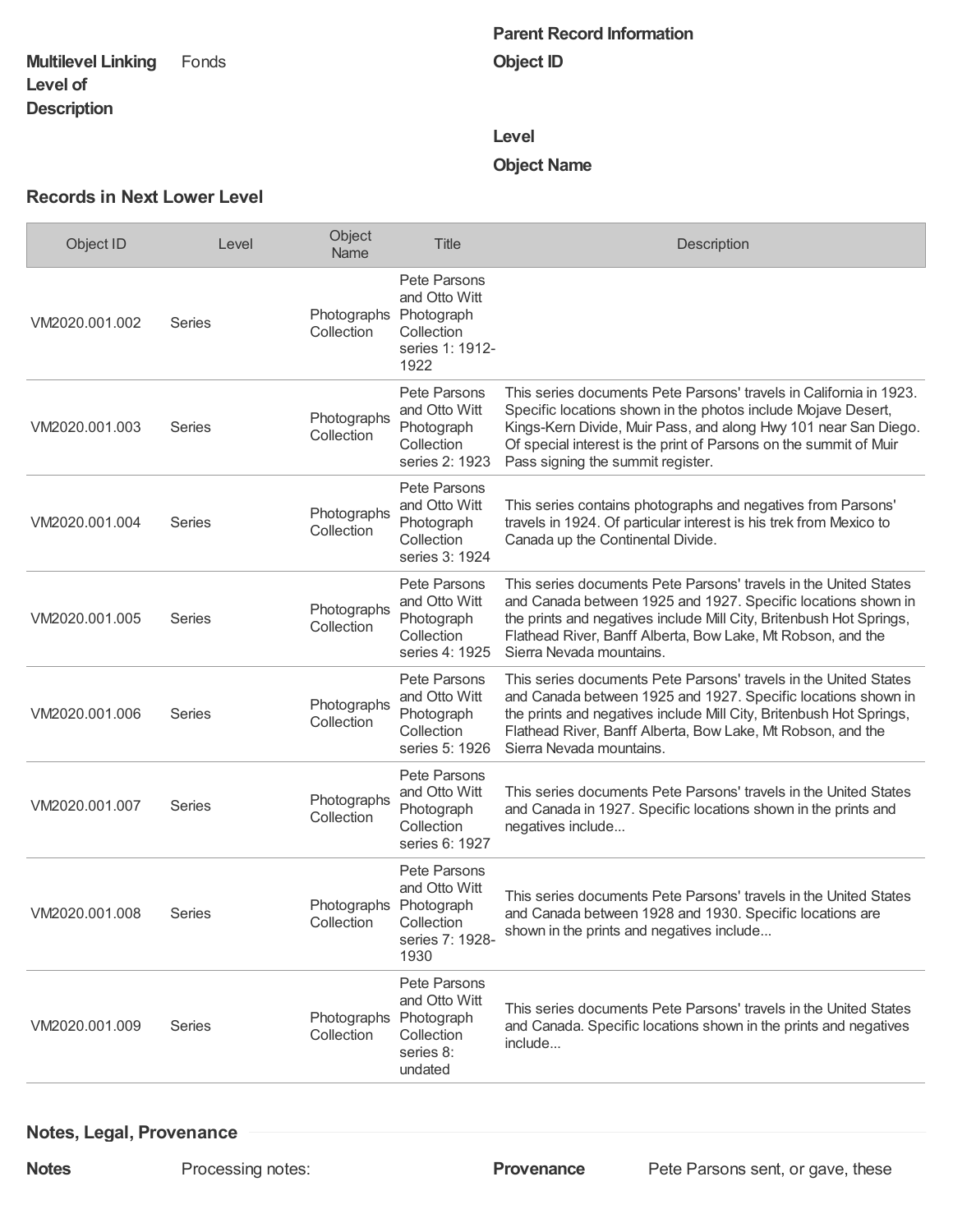**Multilevel Linking Level of Description** Fonds

**Parent Record Information**

**Object ID**

**Level**

**Object Name**

## Records in Next Lower Level

| Object ID | Level | Object Name | Title | Description |
|---|---|---|---|---|
| VM2020.001.002 | Series | Photographs Collection | Pete Parsons and Otto Witt Photograph Collection series 1: 1912-1922 | |
| VM2020.001.003 | Series | Photographs Collection | Pete Parsons and Otto Witt Photograph Collection series 2: 1923 | This series documents Pete Parsons' travels in California in 1923. Specific locations shown in the photos include Mojave Desert, Kings-Kern Divide, Muir Pass, and along Hwy 101 near San Diego. Of special interest is the print of Parsons on the summit of Muir Pass signing the summit register. |
| VM2020.001.004 | Series | Photographs Collection | Pete Parsons and Otto Witt Photograph Collection series 3: 1924 | This series contains photographs and negatives from Parsons' travels in 1924. Of particular interest is his trek from Mexico to Canada up the Continental Divide. |
| VM2020.001.005 | Series | Photographs Collection | Pete Parsons and Otto Witt Photograph Collection series 4: 1925 | This series documents Pete Parsons' travels in the United States and Canada between 1925 and 1927. Specific locations shown in the prints and negatives include Mill City, Britenbush Hot Springs, Flathead River, Banff Alberta, Bow Lake, Mt Robson, and the Sierra Nevada mountains. |
| VM2020.001.006 | Series | Photographs Collection | Pete Parsons and Otto Witt Photograph Collection series 5: 1926 | This series documents Pete Parsons' travels in the United States and Canada between 1925 and 1927. Specific locations shown in the prints and negatives include Mill City, Britenbush Hot Springs, Flathead River, Banff Alberta, Bow Lake, Mt Robson, and the Sierra Nevada mountains. |
| VM2020.001.007 | Series | Photographs Collection | Pete Parsons and Otto Witt Photograph Collection series 6: 1927 | This series documents Pete Parsons' travels in the United States and Canada in 1927. Specific locations shown in the prints and negatives include... |
| VM2020.001.008 | Series | Photographs Collection | Pete Parsons and Otto Witt Photograph Collection series 7: 1928-1930 | This series documents Pete Parsons' travels in the United States and Canada between 1928 and 1930. Specific locations are shown in the prints and negatives include... |
| VM2020.001.009 | Series | Photographs Collection | Pete Parsons and Otto Witt Photograph Collection series 8: undated | This series documents Pete Parsons' travels in the United States and Canada. Specific locations shown in the prints and negatives include... |

## Notes, Legal, Provenance

**Notes** Processing notes:

**Provenance** Pete Parsons sent, or gave, these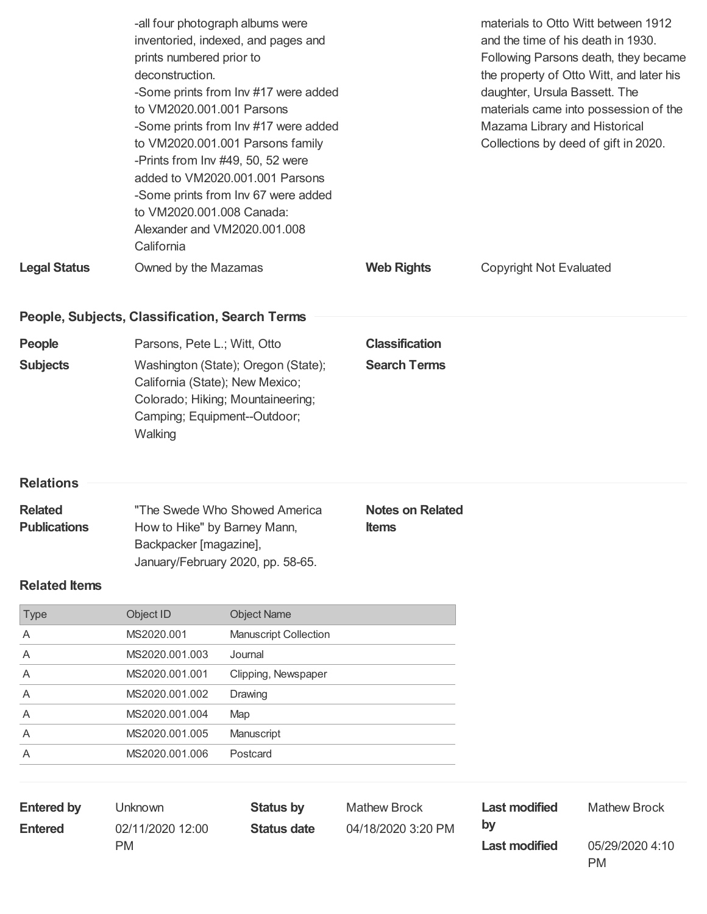-all four photograph albums were inventoried, indexed, and pages and prints numbered prior to deconstruction.
-Some prints from Inv #17 were added to VM2020.001.001 Parsons
-Some prints from Inv #17 were added to VM2020.001.001 Parsons family
-Prints from Inv #49, 50, 52 were added to VM2020.001.001 Parsons
-Some prints from Inv 67 were added to VM2020.001.008 Canada: Alexander and VM2020.001.008 California

materials to Otto Witt between 1912 and the time of his death in 1930. Following Parsons death, they became the property of Otto Witt, and later his daughter, Ursula Bassett. The materials came into possession of the Mazama Library and Historical Collections by deed of gift in 2020.

**Legal Status** Owned by the Mazamas

**Web Rights** Copyright Not Evaluated

## People, Subjects, Classification, Search Terms

**People** Parsons, Pete L.; Witt, Otto

**Subjects** Washington (State); Oregon (State); California (State); New Mexico; Colorado; Hiking; Mountaineering; Camping; Equipment--Outdoor; Walking

**Classification**

**Search Terms**

## Relations

**Related Publications** "The Swede Who Showed America How to Hike" by Barney Mann, Backpacker [magazine], January/February 2020, pp. 58-65.

**Notes on Related Items**

### Related Items

| Type | Object ID | Object Name |
|---|---|---|
| A | MS2020.001 | Manuscript Collection |
| A | MS2020.001.003 | Journal |
| A | MS2020.001.001 | Clipping, Newspaper |
| A | MS2020.001.002 | Drawing |
| A | MS2020.001.004 | Map |
| A | MS2020.001.005 | Manuscript |
| A | MS2020.001.006 | Postcard |

**Entered by** Unknown

**Entered** 02/11/2020 12:00 PM

**Status by** Mathew Brock

**Status date** 04/18/2020 3:20 PM

**Last modified by** Mathew Brock

**Last modified** 05/29/2020 4:10 PM